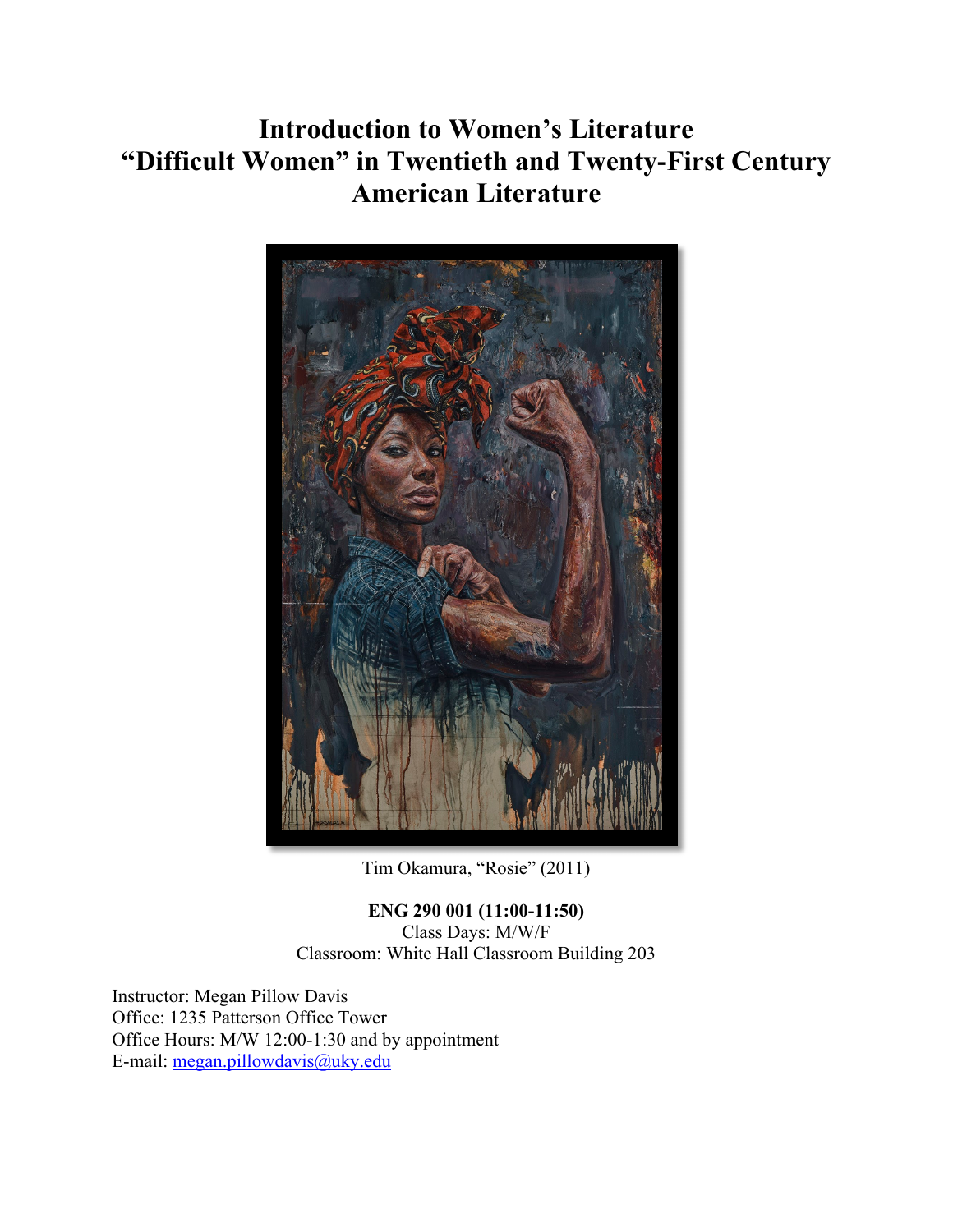# Introduction to Women's Literature
# "Difficult Women" in Twentieth and Twenty-First Century American Literature

Tim Okamura, "Rosie" (2011)

**ENG 290 001 (11:00-11:50)**
Class Days: M/W/F
Classroom: White Hall Classroom Building 203

Instructor: Megan Pillow Davis
Office: 1235 Patterson Office Tower
Office Hours: M/W 12:00-1:30 and by appointment
E-mail: megan.pillowdavis@uky.edu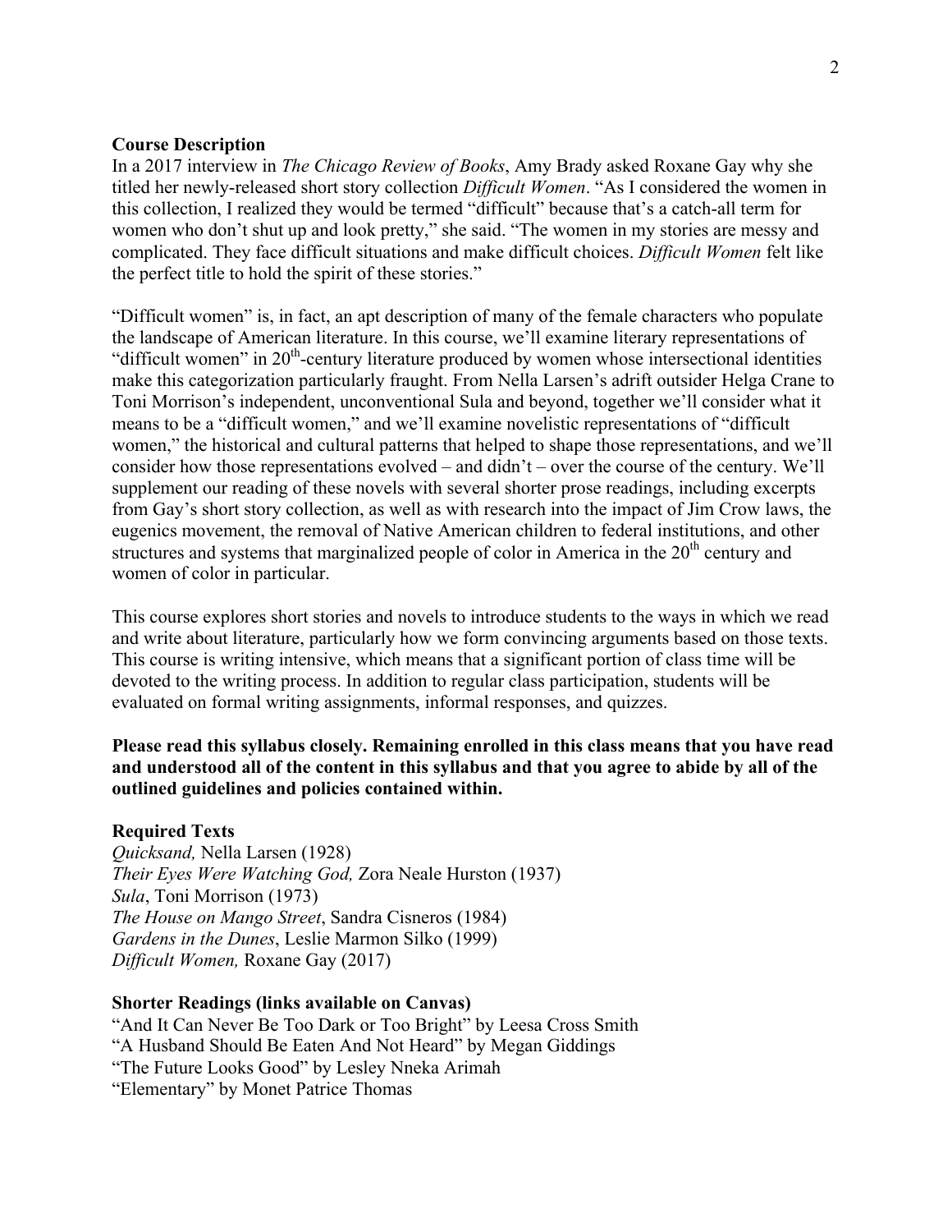**Course Description**

In a 2017 interview in *The Chicago Review of Books*, Amy Brady asked Roxane Gay why she titled her newly-released short story collection *Difficult Women*. "As I considered the women in this collection, I realized they would be termed "difficult" because that's a catch-all term for women who don't shut up and look pretty," she said. "The women in my stories are messy and complicated. They face difficult situations and make difficult choices. *Difficult Women* felt like the perfect title to hold the spirit of these stories."

"Difficult women" is, in fact, an apt description of many of the female characters who populate the landscape of American literature. In this course, we'll examine literary representations of "difficult women" in 20th-century literature produced by women whose intersectional identities make this categorization particularly fraught. From Nella Larsen's adrift outsider Helga Crane to Toni Morrison's independent, unconventional Sula and beyond, together we'll consider what it means to be a "difficult women," and we'll examine novelistic representations of "difficult women," the historical and cultural patterns that helped to shape those representations, and we'll consider how those representations evolved – and didn't – over the course of the century. We'll supplement our reading of these novels with several shorter prose readings, including excerpts from Gay's short story collection, as well as with research into the impact of Jim Crow laws, the eugenics movement, the removal of Native American children to federal institutions, and other structures and systems that marginalized people of color in America in the 20th century and women of color in particular.

This course explores short stories and novels to introduce students to the ways in which we read and write about literature, particularly how we form convincing arguments based on those texts. This course is writing intensive, which means that a significant portion of class time will be devoted to the writing process. In addition to regular class participation, students will be evaluated on formal writing assignments, informal responses, and quizzes.

**Please read this syllabus closely. Remaining enrolled in this class means that you have read and understood all of the content in this syllabus and that you agree to abide by all of the outlined guidelines and policies contained within.**

**Required Texts**

*Quicksand,* Nella Larsen (1928)
*Their Eyes Were Watching God,* Zora Neale Hurston (1937)
*Sula*, Toni Morrison (1973)
*The House on Mango Street*, Sandra Cisneros (1984)
*Gardens in the Dunes*, Leslie Marmon Silko (1999)
*Difficult Women,* Roxane Gay (2017)

**Shorter Readings (links available on Canvas)**

"And It Can Never Be Too Dark or Too Bright" by Leesa Cross Smith
"A Husband Should Be Eaten And Not Heard" by Megan Giddings
"The Future Looks Good" by Lesley Nneka Arimah
"Elementary" by Monet Patrice Thomas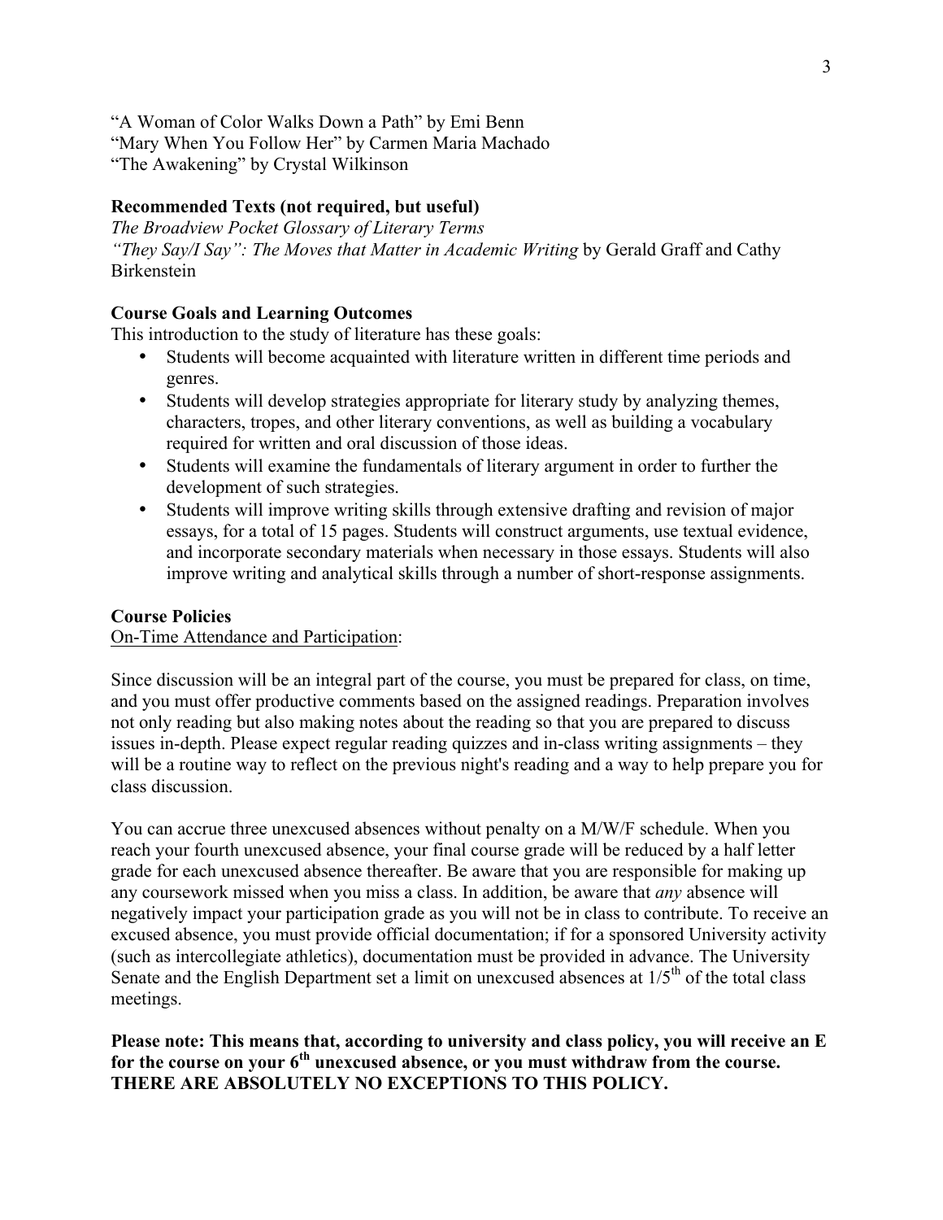"A Woman of Color Walks Down a Path" by Emi Benn
"Mary When You Follow Her" by Carmen Maria Machado
"The Awakening" by Crystal Wilkinson

**Recommended Texts (not required, but useful)**

*The Broadview Pocket Glossary of Literary Terms*
*"They Say/I Say": The Moves that Matter in Academic Writing* by Gerald Graff and Cathy Birkenstein

**Course Goals and Learning Outcomes**

This introduction to the study of literature has these goals:

- Students will become acquainted with literature written in different time periods and genres.
- Students will develop strategies appropriate for literary study by analyzing themes, characters, tropes, and other literary conventions, as well as building a vocabulary required for written and oral discussion of those ideas.
- Students will examine the fundamentals of literary argument in order to further the development of such strategies.
- Students will improve writing skills through extensive drafting and revision of major essays, for a total of 15 pages. Students will construct arguments, use textual evidence, and incorporate secondary materials when necessary in those essays. Students will also improve writing and analytical skills through a number of short-response assignments.

**Course Policies**

On-Time Attendance and Participation:

Since discussion will be an integral part of the course, you must be prepared for class, on time, and you must offer productive comments based on the assigned readings. Preparation involves not only reading but also making notes about the reading so that you are prepared to discuss issues in-depth. Please expect regular reading quizzes and in-class writing assignments – they will be a routine way to reflect on the previous night's reading and a way to help prepare you for class discussion.

You can accrue three unexcused absences without penalty on a M/W/F schedule. When you reach your fourth unexcused absence, your final course grade will be reduced by a half letter grade for each unexcused absence thereafter. Be aware that you are responsible for making up any coursework missed when you miss a class. In addition, be aware that *any* absence will negatively impact your participation grade as you will not be in class to contribute. To receive an excused absence, you must provide official documentation; if for a sponsored University activity (such as intercollegiate athletics), documentation must be provided in advance. The University Senate and the English Department set a limit on unexcused absences at 1/5th of the total class meetings.

**Please note: This means that, according to university and class policy, you will receive an E for the course on your 6th unexcused absence, or you must withdraw from the course. THERE ARE ABSOLUTELY NO EXCEPTIONS TO THIS POLICY.**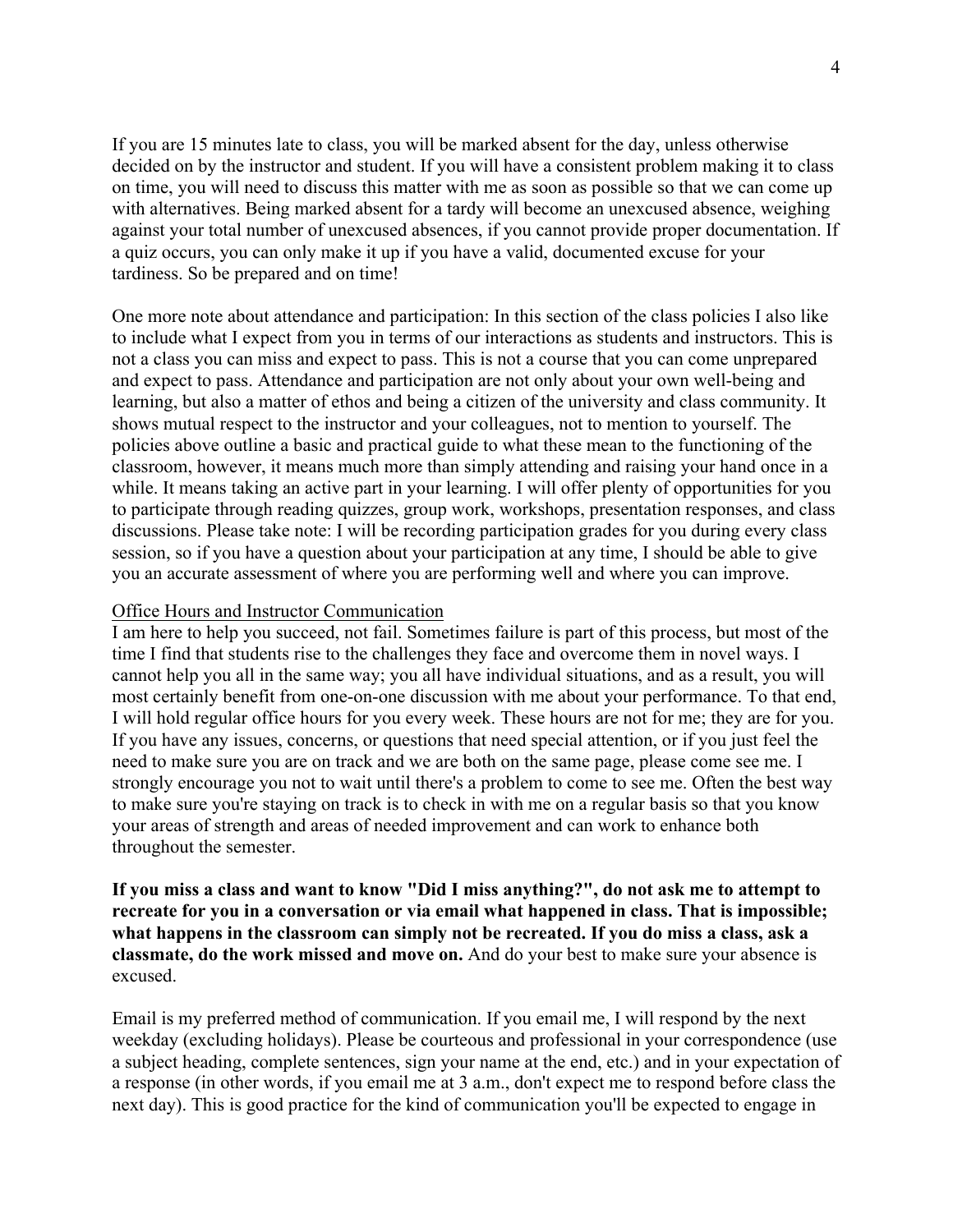If you are 15 minutes late to class, you will be marked absent for the day, unless otherwise decided on by the instructor and student. If you will have a consistent problem making it to class on time, you will need to discuss this matter with me as soon as possible so that we can come up with alternatives. Being marked absent for a tardy will become an unexcused absence, weighing against your total number of unexcused absences, if you cannot provide proper documentation. If a quiz occurs, you can only make it up if you have a valid, documented excuse for your tardiness. So be prepared and on time!

One more note about attendance and participation: In this section of the class policies I also like to include what I expect from you in terms of our interactions as students and instructors. This is not a class you can miss and expect to pass. This is not a course that you can come unprepared and expect to pass. Attendance and participation are not only about your own well-being and learning, but also a matter of ethos and being a citizen of the university and class community. It shows mutual respect to the instructor and your colleagues, not to mention to yourself. The policies above outline a basic and practical guide to what these mean to the functioning of the classroom, however, it means much more than simply attending and raising your hand once in a while. It means taking an active part in your learning. I will offer plenty of opportunities for you to participate through reading quizzes, group work, workshops, presentation responses, and class discussions. Please take note: I will be recording participation grades for you during every class session, so if you have a question about your participation at any time, I should be able to give you an accurate assessment of where you are performing well and where you can improve.

<u>Office Hours and Instructor Communication</u>

I am here to help you succeed, not fail. Sometimes failure is part of this process, but most of the time I find that students rise to the challenges they face and overcome them in novel ways. I cannot help you all in the same way; you all have individual situations, and as a result, you will most certainly benefit from one-on-one discussion with me about your performance. To that end, I will hold regular office hours for you every week. These hours are not for me; they are for you. If you have any issues, concerns, or questions that need special attention, or if you just feel the need to make sure you are on track and we are both on the same page, please come see me. I strongly encourage you not to wait until there's a problem to come to see me. Often the best way to make sure you're staying on track is to check in with me on a regular basis so that you know your areas of strength and areas of needed improvement and can work to enhance both throughout the semester.

**If you miss a class and want to know "Did I miss anything?", do not ask me to attempt to recreate for you in a conversation or via email what happened in class. That is impossible; what happens in the classroom can simply not be recreated. If you do miss a class, ask a classmate, do the work missed and move on.** And do your best to make sure your absence is excused.

Email is my preferred method of communication. If you email me, I will respond by the next weekday (excluding holidays). Please be courteous and professional in your correspondence (use a subject heading, complete sentences, sign your name at the end, etc.) and in your expectation of a response (in other words, if you email me at 3 a.m., don't expect me to respond before class the next day). This is good practice for the kind of communication you'll be expected to engage in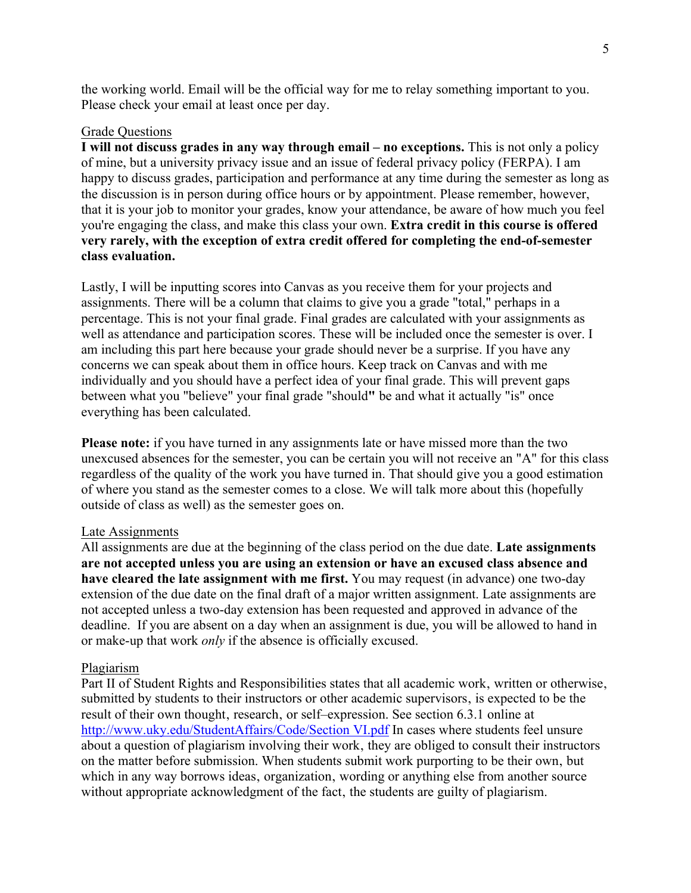the working world. Email will be the official way for me to relay something important to you. Please check your email at least once per day.

## Grade Questions

**I will not discuss grades in any way through email – no exceptions.** This is not only a policy of mine, but a university privacy issue and an issue of federal privacy policy (FERPA). I am happy to discuss grades, participation and performance at any time during the semester as long as the discussion is in person during office hours or by appointment. Please remember, however, that it is your job to monitor your grades, know your attendance, be aware of how much you feel you're engaging the class, and make this class your own. **Extra credit in this course is offered very rarely, with the exception of extra credit offered for completing the end-of-semester class evaluation.**

Lastly, I will be inputting scores into Canvas as you receive them for your projects and assignments. There will be a column that claims to give you a grade "total," perhaps in a percentage. This is not your final grade. Final grades are calculated with your assignments as well as attendance and participation scores. These will be included once the semester is over. I am including this part here because your grade should never be a surprise. If you have any concerns we can speak about them in office hours. Keep track on Canvas and with me individually and you should have a perfect idea of your final grade. This will prevent gaps between what you "believe" your final grade "should" be and what it actually "is" once everything has been calculated.

**Please note:** if you have turned in any assignments late or have missed more than the two unexcused absences for the semester, you can be certain you will not receive an "A" for this class regardless of the quality of the work you have turned in. That should give you a good estimation of where you stand as the semester comes to a close. We will talk more about this (hopefully outside of class as well) as the semester goes on.

## Late Assignments

All assignments are due at the beginning of the class period on the due date. **Late assignments are not accepted unless you are using an extension or have an excused class absence and have cleared the late assignment with me first.** You may request (in advance) one two-day extension of the due date on the final draft of a major written assignment. Late assignments are not accepted unless a two-day extension has been requested and approved in advance of the deadline. If you are absent on a day when an assignment is due, you will be allowed to hand in or make-up that work *only* if the absence is officially excused.

## Plagiarism

Part II of Student Rights and Responsibilities states that all academic work, written or otherwise, submitted by students to their instructors or other academic supervisors, is expected to be the result of their own thought, research, or self–expression. See section 6.3.1 online at http://www.uky.edu/StudentAffairs/Code/Section VI.pdf In cases where students feel unsure about a question of plagiarism involving their work, they are obliged to consult their instructors on the matter before submission. When students submit work purporting to be their own, but which in any way borrows ideas, organization, wording or anything else from another source without appropriate acknowledgment of the fact, the students are guilty of plagiarism.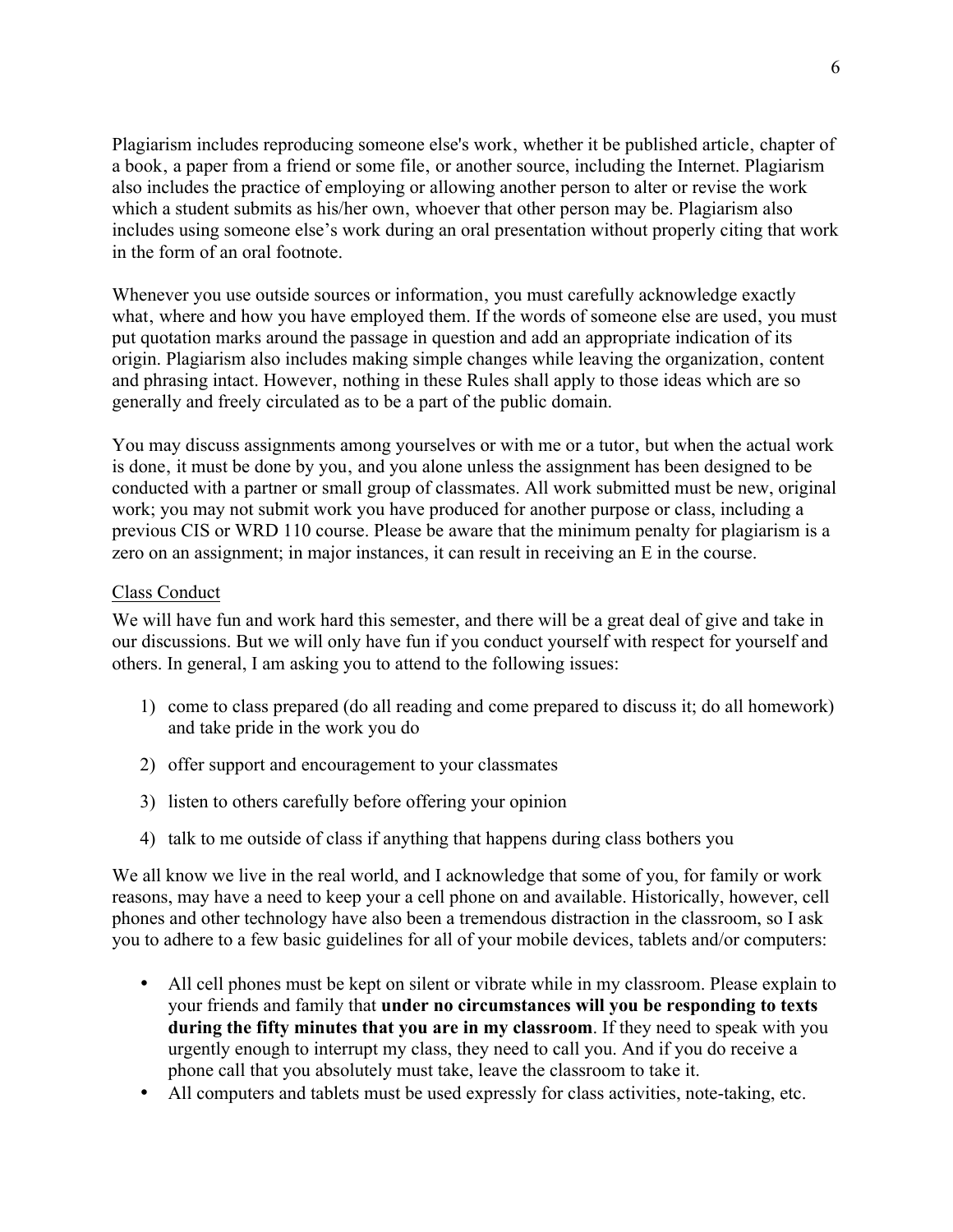Plagiarism includes reproducing someone else's work, whether it be published article, chapter of a book, a paper from a friend or some file, or another source, including the Internet. Plagiarism also includes the practice of employing or allowing another person to alter or revise the work which a student submits as his/her own, whoever that other person may be. Plagiarism also includes using someone else's work during an oral presentation without properly citing that work in the form of an oral footnote.

Whenever you use outside sources or information, you must carefully acknowledge exactly what, where and how you have employed them. If the words of someone else are used, you must put quotation marks around the passage in question and add an appropriate indication of its origin. Plagiarism also includes making simple changes while leaving the organization, content and phrasing intact. However, nothing in these Rules shall apply to those ideas which are so generally and freely circulated as to be a part of the public domain.

You may discuss assignments among yourselves or with me or a tutor, but when the actual work is done, it must be done by you, and you alone unless the assignment has been designed to be conducted with a partner or small group of classmates. All work submitted must be new, original work; you may not submit work you have produced for another purpose or class, including a previous CIS or WRD 110 course. Please be aware that the minimum penalty for plagiarism is a zero on an assignment; in major instances, it can result in receiving an E in the course.

### Class Conduct

We will have fun and work hard this semester, and there will be a great deal of give and take in our discussions. But we will only have fun if you conduct yourself with respect for yourself and others. In general, I am asking you to attend to the following issues:

1) come to class prepared (do all reading and come prepared to discuss it; do all homework) and take pride in the work you do
2) offer support and encouragement to your classmates
3) listen to others carefully before offering your opinion
4) talk to me outside of class if anything that happens during class bothers you

We all know we live in the real world, and I acknowledge that some of you, for family or work reasons, may have a need to keep your a cell phone on and available. Historically, however, cell phones and other technology have also been a tremendous distraction in the classroom, so I ask you to adhere to a few basic guidelines for all of your mobile devices, tablets and/or computers:

- All cell phones must be kept on silent or vibrate while in my classroom. Please explain to your friends and family that **under no circumstances will you be responding to texts during the fifty minutes that you are in my classroom**. If they need to speak with you urgently enough to interrupt my class, they need to call you. And if you do receive a phone call that you absolutely must take, leave the classroom to take it.
- All computers and tablets must be used expressly for class activities, note-taking, etc.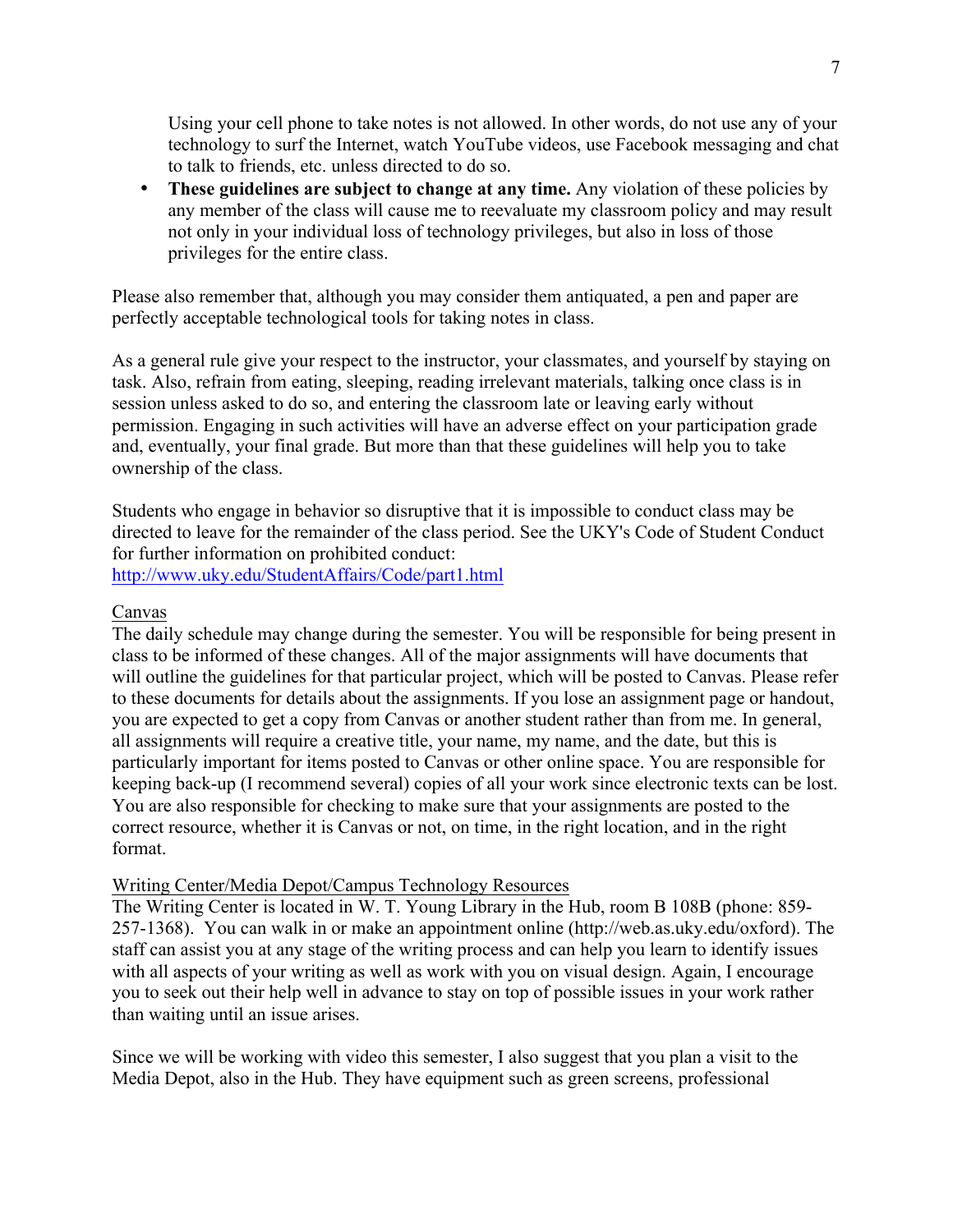Using your cell phone to take notes is not allowed. In other words, do not use any of your technology to surf the Internet, watch YouTube videos, use Facebook messaging and chat to talk to friends, etc. unless directed to do so.

- **These guidelines are subject to change at any time.** Any violation of these policies by any member of the class will cause me to reevaluate my classroom policy and may result not only in your individual loss of technology privileges, but also in loss of those privileges for the entire class.

Please also remember that, although you may consider them antiquated, a pen and paper are perfectly acceptable technological tools for taking notes in class.

As a general rule give your respect to the instructor, your classmates, and yourself by staying on task. Also, refrain from eating, sleeping, reading irrelevant materials, talking once class is in session unless asked to do so, and entering the classroom late or leaving early without permission. Engaging in such activities will have an adverse effect on your participation grade and, eventually, your final grade. But more than that these guidelines will help you to take ownership of the class.

Students who engage in behavior so disruptive that it is impossible to conduct class may be directed to leave for the remainder of the class period. See the UKY's Code of Student Conduct for further information on prohibited conduct:
http://www.uky.edu/StudentAffairs/Code/part1.html

Canvas

The daily schedule may change during the semester. You will be responsible for being present in class to be informed of these changes. All of the major assignments will have documents that will outline the guidelines for that particular project, which will be posted to Canvas. Please refer to these documents for details about the assignments. If you lose an assignment page or handout, you are expected to get a copy from Canvas or another student rather than from me. In general, all assignments will require a creative title, your name, my name, and the date, but this is particularly important for items posted to Canvas or other online space. You are responsible for keeping back-up (I recommend several) copies of all your work since electronic texts can be lost. You are also responsible for checking to make sure that your assignments are posted to the correct resource, whether it is Canvas or not, on time, in the right location, and in the right format.

Writing Center/Media Depot/Campus Technology Resources

The Writing Center is located in W. T. Young Library in the Hub, room B 108B (phone: 859-257-1368). You can walk in or make an appointment online (http://web.as.uky.edu/oxford). The staff can assist you at any stage of the writing process and can help you learn to identify issues with all aspects of your writing as well as work with you on visual design. Again, I encourage you to seek out their help well in advance to stay on top of possible issues in your work rather than waiting until an issue arises.

Since we will be working with video this semester, I also suggest that you plan a visit to the Media Depot, also in the Hub. They have equipment such as green screens, professional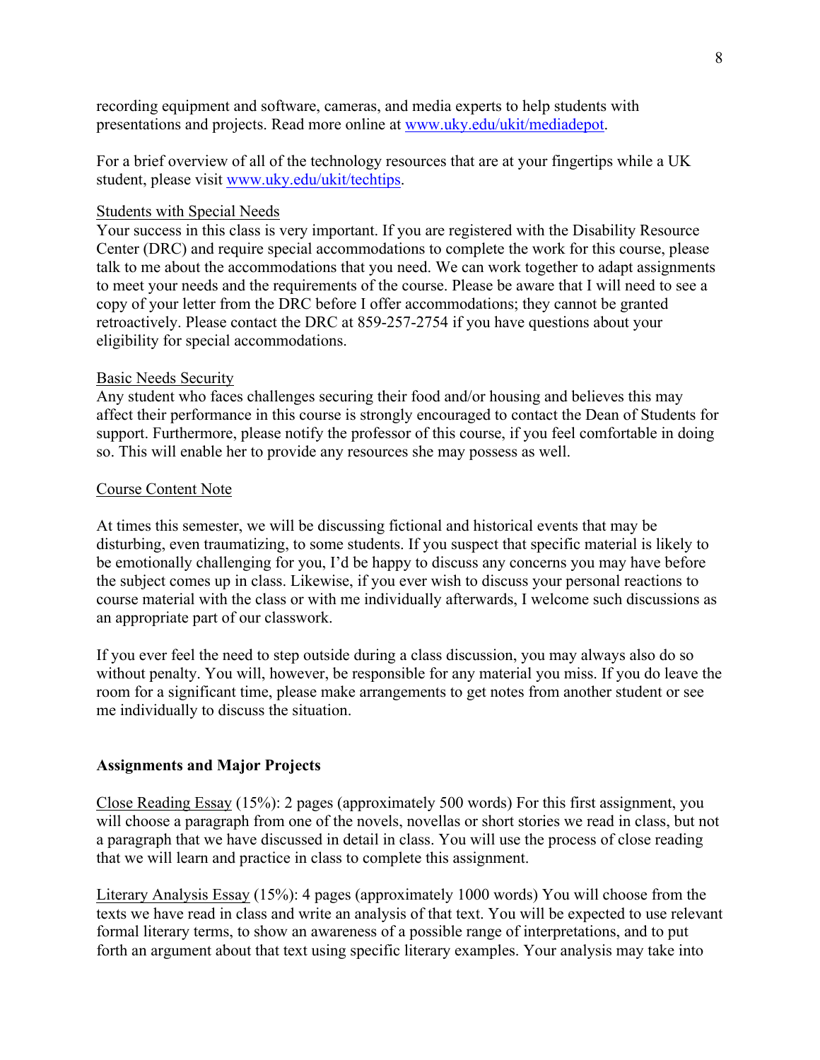recording equipment and software, cameras, and media experts to help students with presentations and projects. Read more online at [www.uky.edu/ukit/mediadepot](www.uky.edu/ukit/mediadepot).

For a brief overview of all of the technology resources that are at your fingertips while a UK student, please visit [www.uky.edu/ukit/techtips](www.uky.edu/ukit/techtips).

<u>Students with Special Needs</u>
Your success in this class is very important. If you are registered with the Disability Resource Center (DRC) and require special accommodations to complete the work for this course, please talk to me about the accommodations that you need. We can work together to adapt assignments to meet your needs and the requirements of the course. Please be aware that I will need to see a copy of your letter from the DRC before I offer accommodations; they cannot be granted retroactively. Please contact the DRC at 859-257-2754 if you have questions about your eligibility for special accommodations.

<u>Basic Needs Security</u>
Any student who faces challenges securing their food and/or housing and believes this may affect their performance in this course is strongly encouraged to contact the Dean of Students for support. Furthermore, please notify the professor of this course, if you feel comfortable in doing so. This will enable her to provide any resources she may possess as well.

<u>Course Content Note</u>

At times this semester, we will be discussing fictional and historical events that may be disturbing, even traumatizing, to some students. If you suspect that specific material is likely to be emotionally challenging for you, I'd be happy to discuss any concerns you may have before the subject comes up in class. Likewise, if you ever wish to discuss your personal reactions to course material with the class or with me individually afterwards, I welcome such discussions as an appropriate part of our classwork.

If you ever feel the need to step outside during a class discussion, you may always also do so without penalty. You will, however, be responsible for any material you miss. If you do leave the room for a significant time, please make arrangements to get notes from another student or see me individually to discuss the situation.

**Assignments and Major Projects**

<u>Close Reading Essay</u> (15%): 2 pages (approximately 500 words) For this first assignment, you will choose a paragraph from one of the novels, novellas or short stories we read in class, but not a paragraph that we have discussed in detail in class. You will use the process of close reading that we will learn and practice in class to complete this assignment.

<u>Literary Analysis Essay</u> (15%): 4 pages (approximately 1000 words) You will choose from the texts we have read in class and write an analysis of that text. You will be expected to use relevant formal literary terms, to show an awareness of a possible range of interpretations, and to put forth an argument about that text using specific literary examples. Your analysis may take into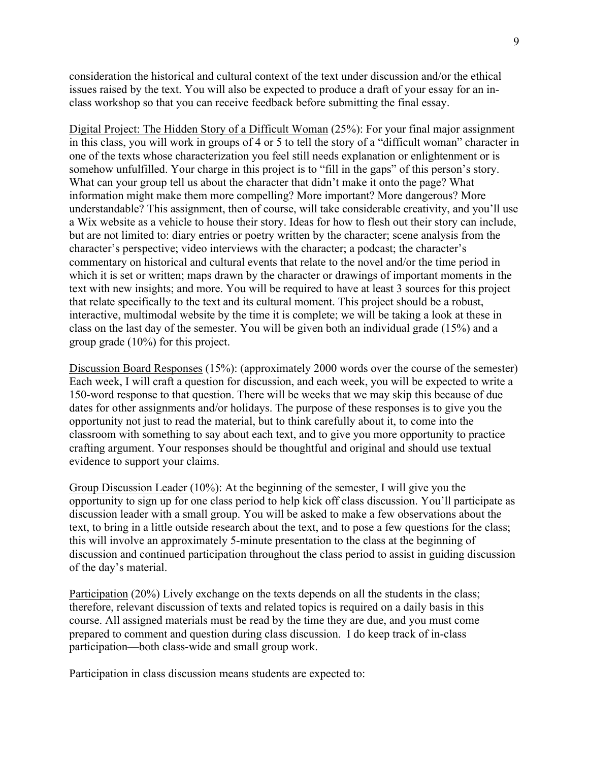consideration the historical and cultural context of the text under discussion and/or the ethical issues raised by the text. You will also be expected to produce a draft of your essay for an in-class workshop so that you can receive feedback before submitting the final essay.

Digital Project: The Hidden Story of a Difficult Woman (25%): For your final major assignment in this class, you will work in groups of 4 or 5 to tell the story of a "difficult woman" character in one of the texts whose characterization you feel still needs explanation or enlightenment or is somehow unfulfilled. Your charge in this project is to "fill in the gaps" of this person's story. What can your group tell us about the character that didn't make it onto the page? What information might make them more compelling? More important? More dangerous? More understandable? This assignment, then of course, will take considerable creativity, and you'll use a Wix website as a vehicle to house their story. Ideas for how to flesh out their story can include, but are not limited to: diary entries or poetry written by the character; scene analysis from the character's perspective; video interviews with the character; a podcast; the character's commentary on historical and cultural events that relate to the novel and/or the time period in which it is set or written; maps drawn by the character or drawings of important moments in the text with new insights; and more. You will be required to have at least 3 sources for this project that relate specifically to the text and its cultural moment. This project should be a robust, interactive, multimodal website by the time it is complete; we will be taking a look at these in class on the last day of the semester. You will be given both an individual grade (15%) and a group grade (10%) for this project.

Discussion Board Responses (15%): (approximately 2000 words over the course of the semester) Each week, I will craft a question for discussion, and each week, you will be expected to write a 150-word response to that question. There will be weeks that we may skip this because of due dates for other assignments and/or holidays. The purpose of these responses is to give you the opportunity not just to read the material, but to think carefully about it, to come into the classroom with something to say about each text, and to give you more opportunity to practice crafting argument. Your responses should be thoughtful and original and should use textual evidence to support your claims.

Group Discussion Leader (10%): At the beginning of the semester, I will give you the opportunity to sign up for one class period to help kick off class discussion. You'll participate as discussion leader with a small group. You will be asked to make a few observations about the text, to bring in a little outside research about the text, and to pose a few questions for the class; this will involve an approximately 5-minute presentation to the class at the beginning of discussion and continued participation throughout the class period to assist in guiding discussion of the day's material.

Participation (20%) Lively exchange on the texts depends on all the students in the class; therefore, relevant discussion of texts and related topics is required on a daily basis in this course. All assigned materials must be read by the time they are due, and you must come prepared to comment and question during class discussion. I do keep track of in-class participation—both class-wide and small group work.

Participation in class discussion means students are expected to: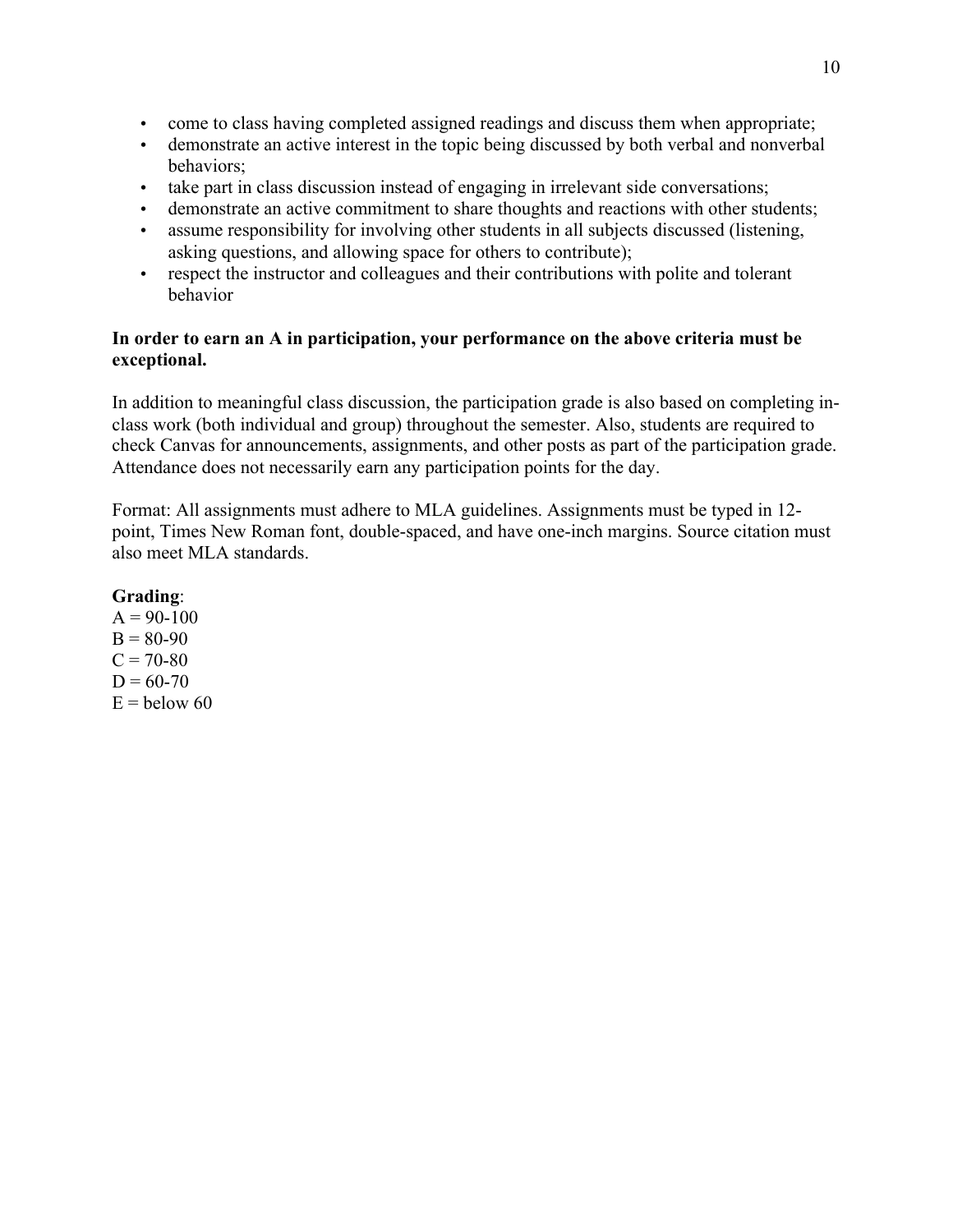- come to class having completed assigned readings and discuss them when appropriate;
- demonstrate an active interest in the topic being discussed by both verbal and nonverbal behaviors;
- take part in class discussion instead of engaging in irrelevant side conversations;
- demonstrate an active commitment to share thoughts and reactions with other students;
- assume responsibility for involving other students in all subjects discussed (listening, asking questions, and allowing space for others to contribute);
- respect the instructor and colleagues and their contributions with polite and tolerant behavior

**In order to earn an A in participation, your performance on the above criteria must be exceptional.**

In addition to meaningful class discussion, the participation grade is also based on completing in-class work (both individual and group) throughout the semester. Also, students are required to check Canvas for announcements, assignments, and other posts as part of the participation grade. Attendance does not necessarily earn any participation points for the day.

Format: All assignments must adhere to MLA guidelines. Assignments must be typed in 12-point, Times New Roman font, double-spaced, and have one-inch margins. Source citation must also meet MLA standards.

**Grading**:
A = 90-100
B = 80-90
C = 70-80
D = 60-70
E = below 60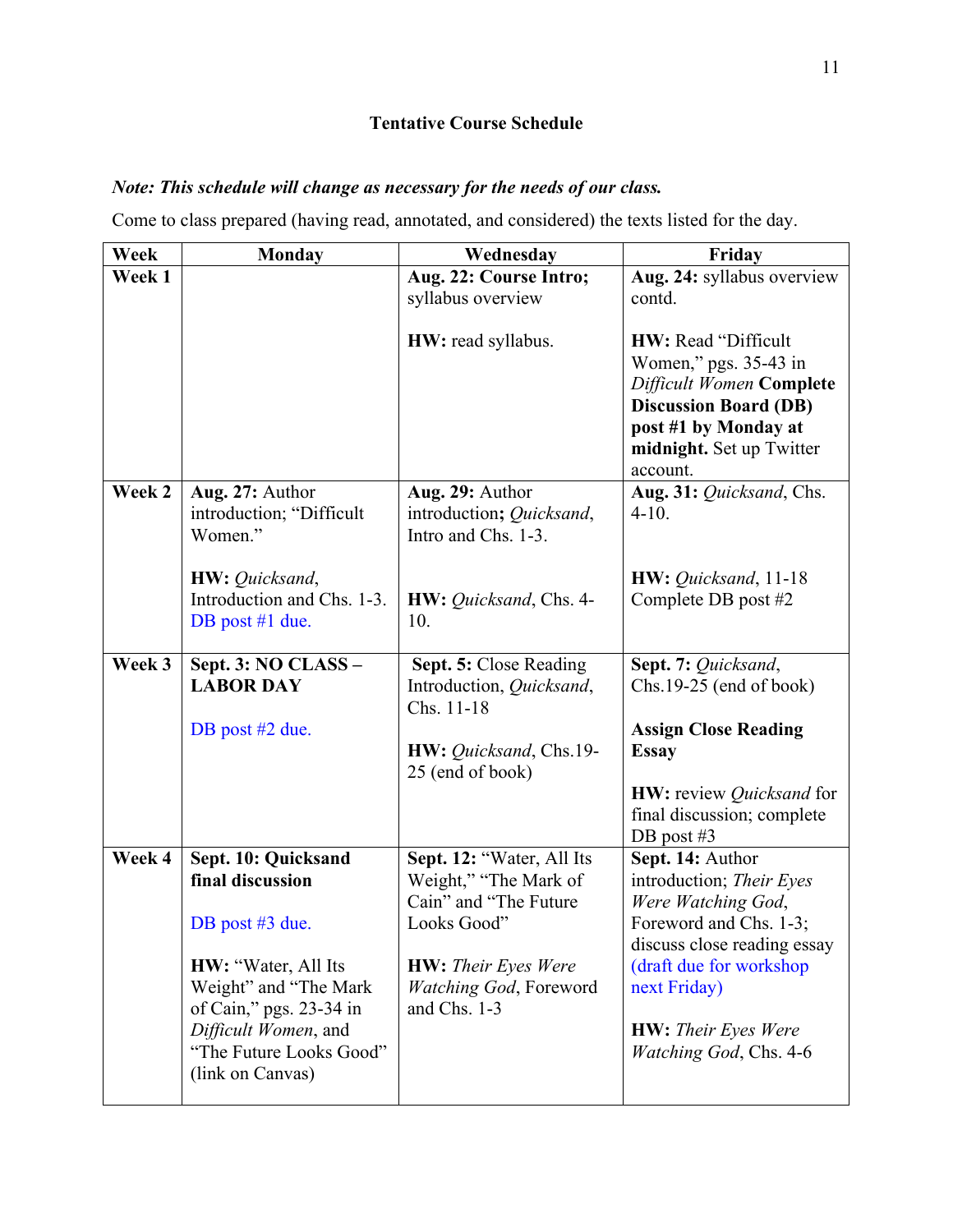**Tentative Course Schedule**

***Note: This schedule will change as necessary for the needs of our class.***

Come to class prepared (having read, annotated, and considered) the texts listed for the day.

| Week | Monday | Wednesday | Friday |
|---|---|---|---|
| **Week 1** | | **Aug. 22: Course Intro;** syllabus overview<br><br>**HW:** read syllabus. | **Aug. 24:** syllabus overview contd.<br><br>**HW:** Read "Difficult Women," pgs. 35-43 in *Difficult Women* **Complete Discussion Board (DB) post #1 by Monday at midnight.** Set up Twitter account. |
| **Week 2** | **Aug. 27:** Author introduction; "Difficult Women."<br><br>**HW:** *Quicksand*, Introduction and Chs. 1-3. DB post #1 due. | **Aug. 29:** Author introduction**;** *Quicksand*, Intro and Chs. 1-3.<br><br>**HW:** *Quicksand*, Chs. 4-10. | **Aug. 31:** *Quicksand*, Chs. 4-10.<br><br>**HW:** *Quicksand*, 11-18 Complete DB post #2 |
| **Week 3** | **Sept. 3: NO CLASS – LABOR DAY**<br><br>DB post #2 due. | **Sept. 5:** Close Reading Introduction, *Quicksand*, Chs. 11-18<br><br>**HW:** *Quicksand*, Chs.19-25 (end of book) | **Sept. 7:** *Quicksand*, Chs.19-25 (end of book)<br><br>**Assign Close Reading Essay**<br><br>**HW:** review *Quicksand* for final discussion; complete DB post #3 |
| **Week 4** | **Sept. 10: Quicksand final discussion**<br><br>DB post #3 due.<br><br>**HW:** "Water, All Its Weight" and "The Mark of Cain," pgs. 23-34 in *Difficult Women*, and "The Future Looks Good" (link on Canvas) | **Sept. 12:** "Water, All Its Weight," "The Mark of Cain" and "The Future Looks Good"<br><br>**HW:** *Their Eyes Were Watching God*, Foreword and Chs. 1-3 | **Sept. 14:** Author introduction; *Their Eyes Were Watching God*, Foreword and Chs. 1-3; discuss close reading essay (draft due for workshop next Friday)<br><br>**HW:** *Their Eyes Were Watching God*, Chs. 4-6 |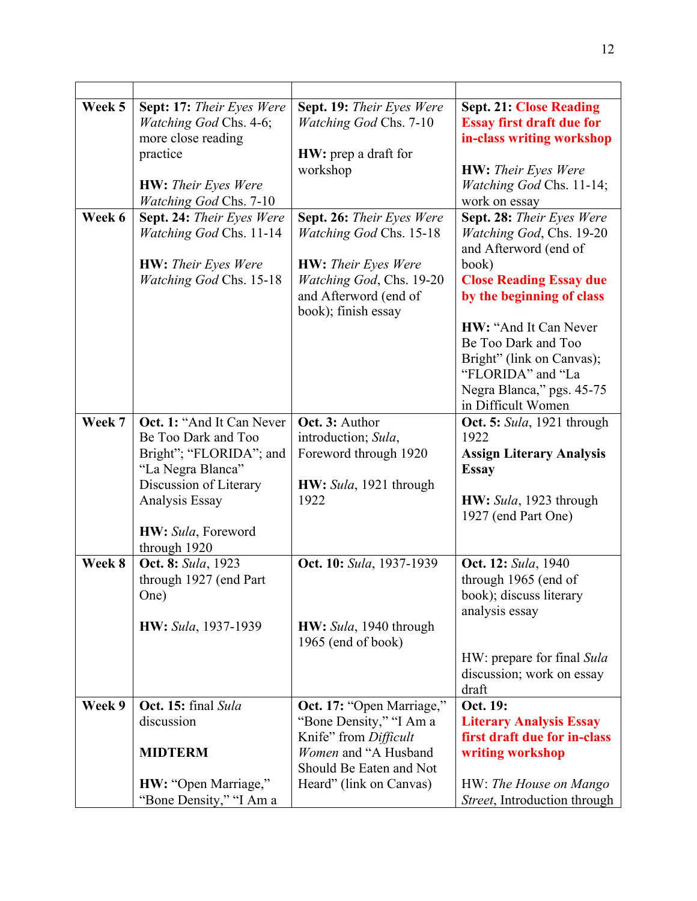| | | | |
|---|---|---|---|
| **Week 5** | **Sept: 17:** *Their Eyes Were Watching God* Chs. 4-6; more close reading practice<br><br>**HW:** *Their Eyes Were Watching God* Chs. 7-10 | **Sept. 19:** *Their Eyes Were Watching God* Chs. 7-10<br><br>**HW:** prep a draft for workshop | **Sept. 21: Close Reading Essay first draft due for in-class writing workshop**<br><br>**HW:** *Their Eyes Were Watching God* Chs. 11-14; work on essay |
| **Week 6** | **Sept. 24:** *Their Eyes Were Watching God* Chs. 11-14<br><br>**HW:** *Their Eyes Were Watching God* Chs. 15-18 | **Sept. 26:** *Their Eyes Were Watching God* Chs. 15-18<br><br>**HW:** *Their Eyes Were Watching God*, Chs. 19-20 and Afterword (end of book); finish essay | **Sept. 28:** *Their Eyes Were Watching God*, Chs. 19-20 and Afterword (end of book)<br>**Close Reading Essay due by the beginning of class**<br><br>**HW:** "And It Can Never Be Too Dark and Too Bright" (link on Canvas); "FLORIDA" and "La Negra Blanca," pgs. 45-75 in Difficult Women |
| **Week 7** | **Oct. 1:** "And It Can Never Be Too Dark and Too Bright"; "FLORIDA"; and "La Negra Blanca"<br>Discussion of Literary Analysis Essay<br><br>**HW:** *Sula*, Foreword through 1920 | **Oct. 3:** Author introduction; *Sula*, Foreword through 1920<br><br>**HW:** *Sula*, 1921 through 1922 | **Oct. 5:** *Sula*, 1921 through 1922<br>**Assign Literary Analysis Essay**<br><br>**HW:** *Sula*, 1923 through 1927 (end Part One) |
| **Week 8** | **Oct. 8:** *Sula*, 1923 through 1927 (end Part One)<br><br>**HW:** *Sula*, 1937-1939 | **Oct. 10:** *Sula*, 1937-1939<br><br>**HW:** *Sula*, 1940 through 1965 (end of book) | **Oct. 12:** *Sula*, 1940 through 1965 (end of book); discuss literary analysis essay<br><br>HW: prepare for final *Sula* discussion; work on essay draft |
| **Week 9** | **Oct. 15:** final *Sula* discussion<br><br>**MIDTERM**<br><br>**HW:** "Open Marriage," "Bone Density," "I Am a | **Oct. 17:** "Open Marriage," "Bone Density," "I Am a Knife" from *Difficult Women* and "A Husband Should Be Eaten and Not Heard" (link on Canvas) | **Oct. 19:**<br>**Literary Analysis Essay first draft due for in-class writing workshop**<br><br>HW: *The House on Mango Street*, Introduction through |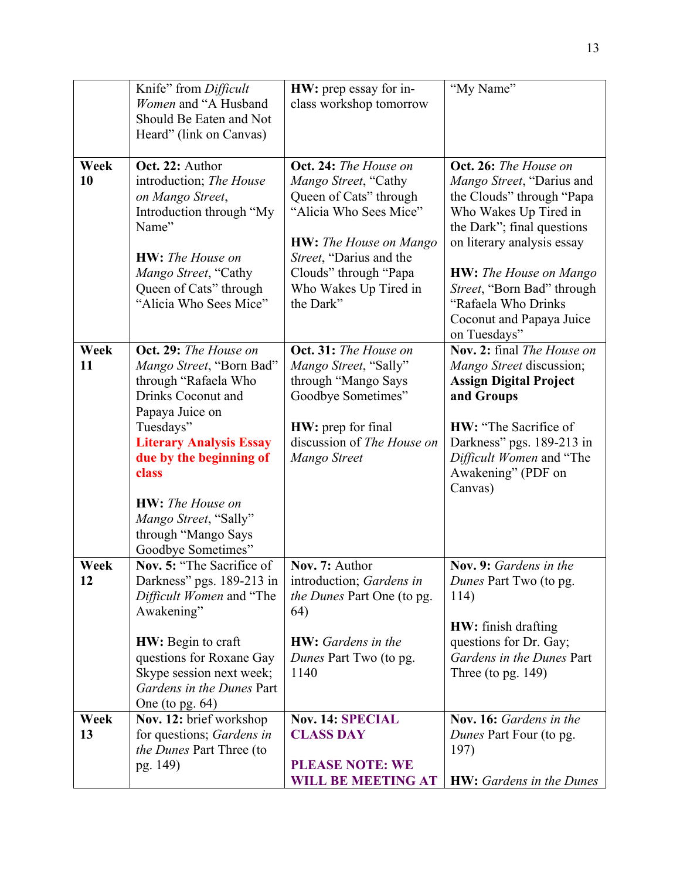| | | | |
|---|---|---|---|
| | Knife" from *Difficult Women* and "A Husband Should Be Eaten and Not Heard" (link on Canvas) | **HW:** prep essay for in-class workshop tomorrow | "My Name" |
| **Week 10** | **Oct. 22:** Author introduction; *The House on Mango Street*, Introduction through "My Name"<br><br>**HW:** *The House on Mango Street*, "Cathy Queen of Cats" through "Alicia Who Sees Mice" | **Oct. 24:** *The House on Mango Street*, "Cathy Queen of Cats" through "Alicia Who Sees Mice"<br><br>**HW:** *The House on Mango Street*, "Darius and the Clouds" through "Papa Who Wakes Up Tired in the Dark" | **Oct. 26:** *The House on Mango Street*, "Darius and the Clouds" through "Papa Who Wakes Up Tired in the Dark"; final questions on literary analysis essay<br><br>**HW:** *The House on Mango Street*, "Born Bad" through "Rafaela Who Drinks Coconut and Papaya Juice on Tuesdays" |
| **Week 11** | **Oct. 29:** *The House on Mango Street*, "Born Bad" through "Rafaela Who Drinks Coconut and Papaya Juice on Tuesdays"<br>**Literary Analysis Essay due by the beginning of class**<br><br>**HW:** *The House on Mango Street*, "Sally" through "Mango Says Goodbye Sometimes" | **Oct. 31:** *The House on Mango Street*, "Sally" through "Mango Says Goodbye Sometimes"<br><br>**HW:** prep for final discussion of *The House on Mango Street* | **Nov. 2:** final *The House on Mango Street* discussion; **Assign Digital Project and Groups**<br><br>**HW:** "The Sacrifice of Darkness" pgs. 189-213 in *Difficult Women* and "The Awakening" (PDF on Canvas) |
| **Week 12** | **Nov. 5:** "The Sacrifice of Darkness" pgs. 189-213 in *Difficult Women* and "The Awakening"<br><br>**HW:** Begin to craft questions for Roxane Gay Skype session next week; *Gardens in the Dunes* Part One (to pg. 64) | **Nov. 7:** Author introduction; *Gardens in the Dunes* Part One (to pg. 64)<br><br>**HW:** *Gardens in the Dunes* Part Two (to pg. 1140 | **Nov. 9:** *Gardens in the Dunes* Part Two (to pg. 114)<br><br>**HW:** finish drafting questions for Dr. Gay; *Gardens in the Dunes* Part Three (to pg. 149) |
| **Week 13** | **Nov. 12:** brief workshop for questions; *Gardens in the Dunes* Part Three (to pg. 149) | **Nov. 14: SPECIAL CLASS DAY**<br><br>**PLEASE NOTE: WE WILL BE MEETING AT** | **Nov. 16:** *Gardens in the Dunes* Part Four (to pg. 197)<br><br>**HW:** *Gardens in the Dunes* |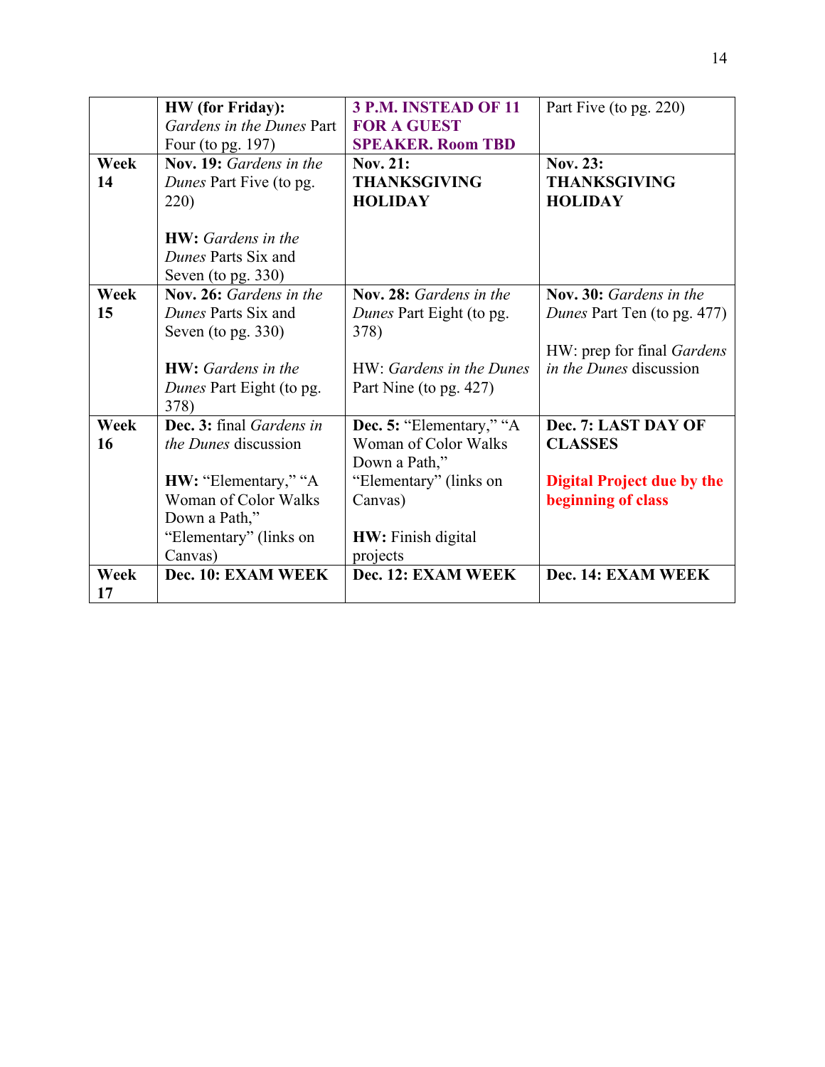| | | | |
|---|---|---|---|
| | **HW (for Friday):** *Gardens in the Dunes* Part Four (to pg. 197) | **3 P.M. INSTEAD OF 11 FOR A GUEST SPEAKER. Room TBD** | Part Five (to pg. 220) |
| **Week 14** | **Nov. 19:** *Gardens in the Dunes* Part Five (to pg. 220)<br><br>**HW:** *Gardens in the Dunes* Parts Six and Seven (to pg. 330) | **Nov. 21: THANKSGIVING HOLIDAY** | **Nov. 23: THANKSGIVING HOLIDAY** |
| **Week 15** | **Nov. 26:** *Gardens in the Dunes* Parts Six and Seven (to pg. 330)<br><br>**HW:** *Gardens in the Dunes* Part Eight (to pg. 378) | **Nov. 28:** *Gardens in the Dunes* Part Eight (to pg. 378)<br><br>HW: *Gardens in the Dunes* Part Nine (to pg. 427) | **Nov. 30:** *Gardens in the Dunes* Part Ten (to pg. 477)<br><br>HW: prep for final *Gardens in the Dunes* discussion |
| **Week 16** | **Dec. 3:** final *Gardens in the Dunes* discussion<br><br>**HW:** "Elementary," "A Woman of Color Walks Down a Path," "Elementary" (links on Canvas) | **Dec. 5:** "Elementary," "A Woman of Color Walks Down a Path," "Elementary" (links on Canvas)<br><br>**HW:** Finish digital projects | **Dec. 7: LAST DAY OF CLASSES**<br><br>**Digital Project due by the beginning of class** |
| **Week 17** | **Dec. 10: EXAM WEEK** | **Dec. 12: EXAM WEEK** | **Dec. 14: EXAM WEEK** |